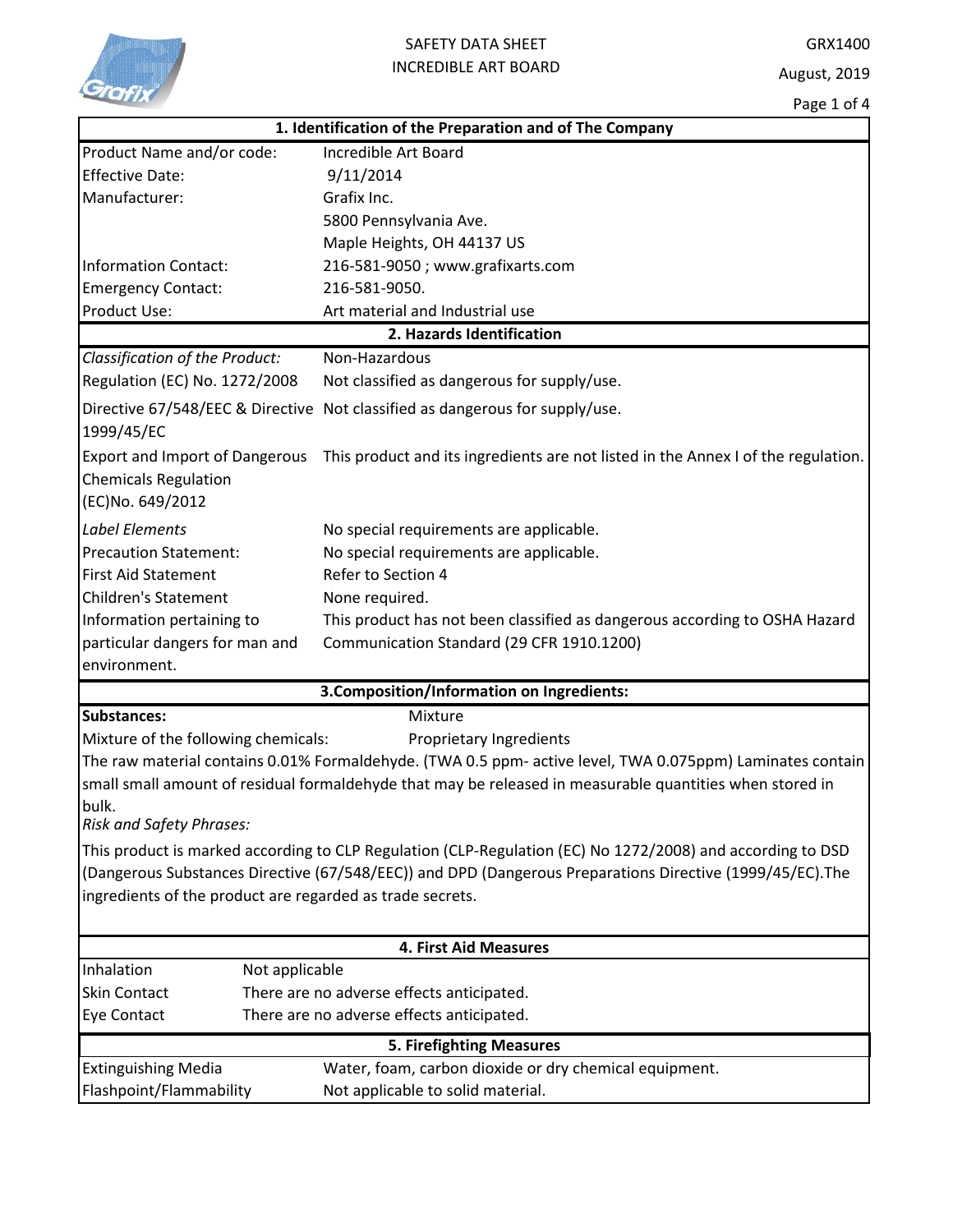# SAFETY DATA SHEET
## INCREDIBLE ART BOARD

GRX1400

August, 2019

## 1. Identification of the Preparation and of The Company

| | |
|---|---|
| Product Name and/or code: | Incredible Art Board |
| Effective Date: | 9/11/2014 |
| Manufacturer: | Grafix Inc. |
| | 5800 Pennsylvania Ave. |
| | Maple Heights, OH 44137 US |
| Information Contact: | 216-581-9050 ; www.grafixarts.com |
| Emergency Contact: | 216-581-9050. |
| Product Use: | Art material and Industrial use |

## 2. Hazards Identification

| | |
|---|---|
| *Classification of the Product:* | Non-Hazardous |
| Regulation (EC) No. 1272/2008 | Not classified as dangerous for supply/use. |
| Directive 67/548/EEC & Directive 1999/45/EC | Not classified as dangerous for supply/use. |
| Export and Import of Dangerous Chemicals Regulation (EC)No. 649/2012 | This product and its ingredients are not listed in the Annex I of the regulation. |
| *Label Elements* | No special requirements are applicable. |
| Precaution Statement: | No special requirements are applicable. |
| First Aid Statement | Refer to Section 4 |
| Children's Statement | None required. |
| Information pertaining to particular dangers for man and environment. | This product has not been classified as dangerous according to OSHA Hazard Communication Standard (29 CFR 1910.1200) |

## 3.Composition/Information on Ingredients:

**Substances:** Mixture

Mixture of the following chemicals: Proprietary Ingredients

The raw material contains 0.01% Formaldehyde. (TWA 0.5 ppm- active level, TWA 0.075ppm) Laminates contain small small amount of residual formaldehyde that may be released in measurable quantities when stored in bulk.

*Risk and Safety Phrases:*

This product is marked according to CLP Regulation (CLP-Regulation (EC) No 1272/2008) and according to DSD (Dangerous Substances Directive (67/548/EEC)) and DPD (Dangerous Preparations Directive (1999/45/EC).The ingredients of the product are regarded as trade secrets.

## 4. First Aid Measures

| | |
|---|---|
| Inhalation | Not applicable |
| Skin Contact | There are no adverse effects anticipated. |
| Eye Contact | There are no adverse effects anticipated. |

## 5. Firefighting Measures

| | |
|---|---|
| Extinguishing Media | Water, foam, carbon dioxide or dry chemical equipment. |
| Flashpoint/Flammability | Not applicable to solid material. |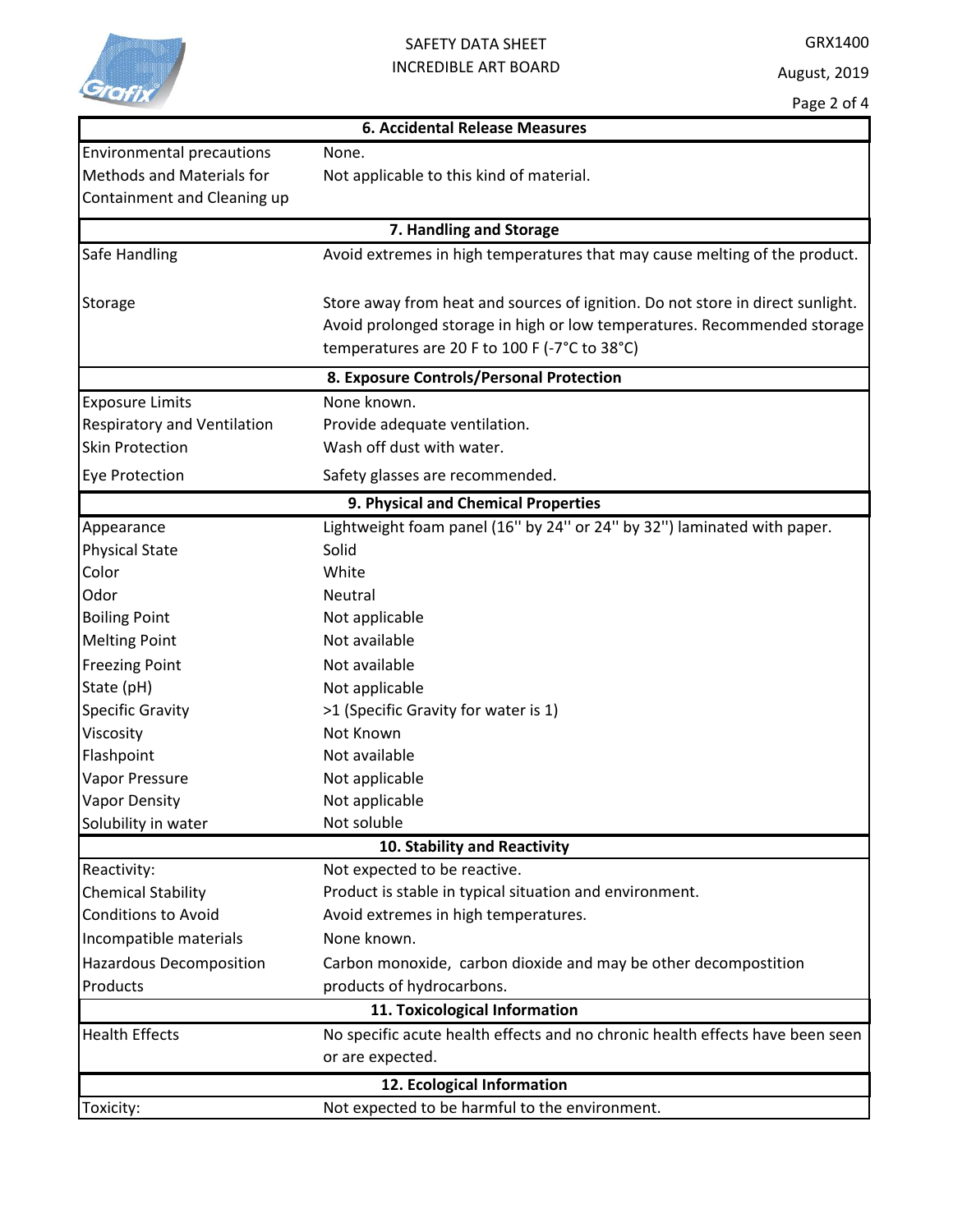## 6. Accidental Release Measures

| | |
|---|---|
| Environmental precautions | None. |
| Methods and Materials for Containment and Cleaning up | Not applicable to this kind of material. |

## 7. Handling and Storage

| | |
|---|---|
| Safe Handling | Avoid extremes in high temperatures that may cause melting of the product. |
| Storage | Store away from heat and sources of ignition. Do not store in direct sunlight. Avoid prolonged storage in high or low temperatures. Recommended storage temperatures are 20 F to 100 F (-7°C to 38°C) |

## 8. Exposure Controls/Personal Protection

| | |
|---|---|
| Exposure Limits | None known. |
| Respiratory and Ventilation | Provide adequate ventilation. |
| Skin Protection | Wash off dust with water. |
| Eye Protection | Safety glasses are recommended. |

## 9. Physical and Chemical Properties

| | |
|---|---|
| Appearance | Lightweight foam panel (16'' by 24'' or 24'' by 32'') laminated with paper. |
| Physical State | Solid |
| Color | White |
| Odor | Neutral |
| Boiling Point | Not applicable |
| Melting Point | Not available |
| Freezing Point | Not available |
| State (pH) | Not applicable |
| Specific Gravity | >1 (Specific Gravity for water is 1) |
| Viscosity | Not Known |
| Flashpoint | Not available |
| Vapor Pressure | Not applicable |
| Vapor Density | Not applicable |
| Solubility in water | Not soluble |

## 10. Stability and Reactivity

| | |
|---|---|
| Reactivity: | Not expected to be reactive. |
| Chemical Stability | Product is stable in typical situation and environment. |
| Conditions to Avoid | Avoid extremes in high temperatures. |
| Incompatible materials | None known. |
| Hazardous Decomposition Products | Carbon monoxide, carbon dioxide and may be other decompostition products of hydrocarbons. |

## 11. Toxicological Information

| | |
|---|---|
| Health Effects | No specific acute health effects and no chronic health effects have been seen or are expected. |

## 12. Ecological Information

| | |
|---|---|
| Toxicity: | Not expected to be harmful to the environment. |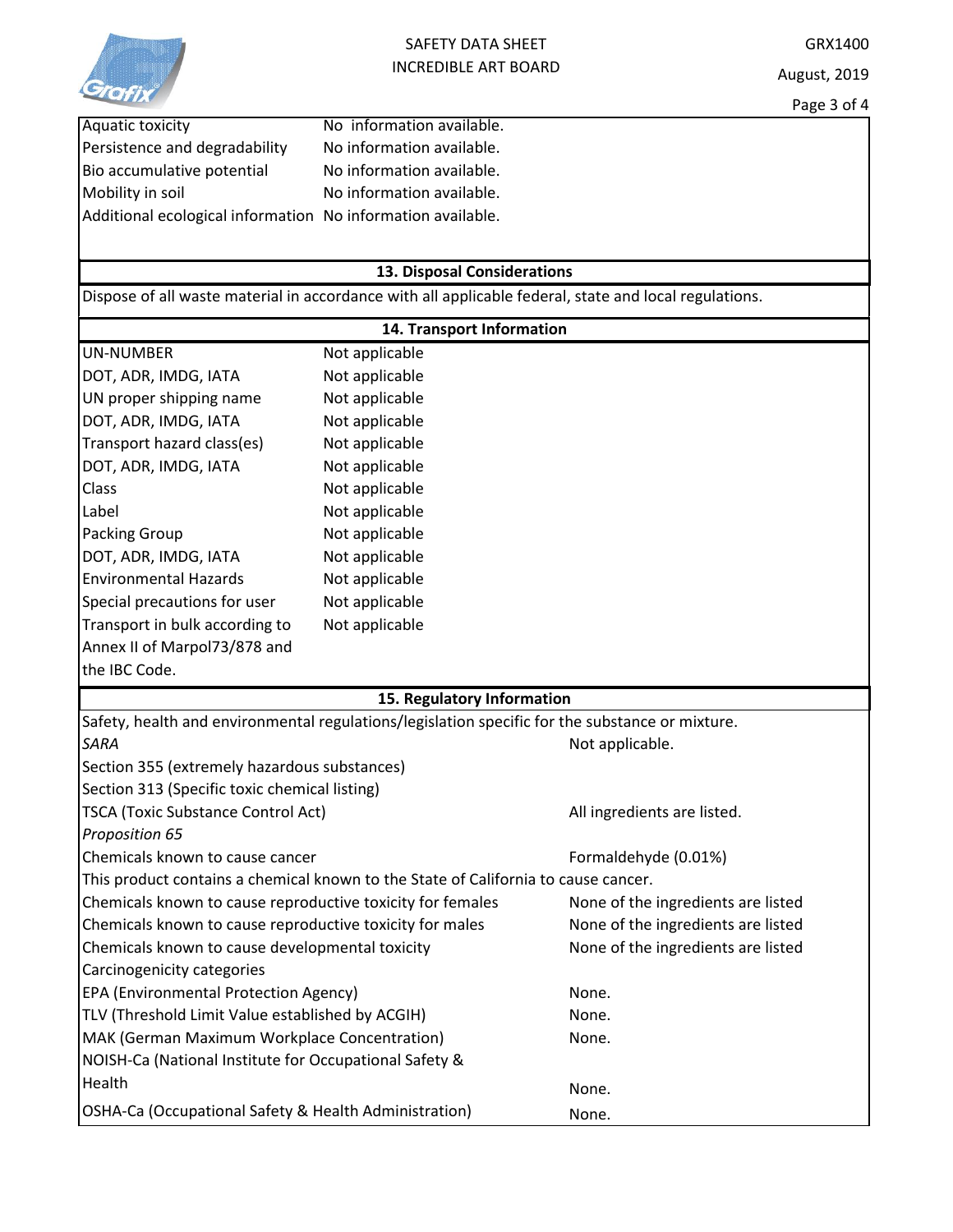| | |
|---|---|
| Aquatic toxicity | No information available. |
| Persistence and degradability | No information available. |
| Bio accumulative potential | No information available. |
| Mobility in soil | No information available. |
| Additional ecological information | No information available. |

## 13. Disposal Considerations

Dispose of all waste material in accordance with all applicable federal, state and local regulations.

## 14. Transport Information

| | |
|---|---|
| UN-NUMBER | Not applicable |
| DOT, ADR, IMDG, IATA | Not applicable |
| UN proper shipping name | Not applicable |
| DOT, ADR, IMDG, IATA | Not applicable |
| Transport hazard class(es) | Not applicable |
| DOT, ADR, IMDG, IATA | Not applicable |
| Class | Not applicable |
| Label | Not applicable |
| Packing Group | Not applicable |
| DOT, ADR, IMDG, IATA | Not applicable |
| Environmental Hazards | Not applicable |
| Special precautions for user | Not applicable |
| Transport in bulk according to Annex II of Marpol73/878 and the IBC Code. | Not applicable |

## 15. Regulatory Information

Safety, health and environmental regulations/legislation specific for the substance or mixture.

| | |
|---|---|
| *SARA* | Not applicable. |
| Section 355 (extremely hazardous substances) | |
| Section 313 (Specific toxic chemical listing) | |
| TSCA (Toxic Substance Control Act) | All ingredients are listed. |
| *Proposition 65* | |
| Chemicals known to cause cancer | Formaldehyde (0.01%) |

This product contains a chemical known to the State of California to cause cancer.

| | |
|---|---|
| Chemicals known to cause reproductive toxicity for females | None of the ingredients are listed |
| Chemicals known to cause reproductive toxicity for males | None of the ingredients are listed |
| Chemicals known to cause developmental toxicity | None of the ingredients are listed |
| Carcinogenicity categories | |
| EPA (Environmental Protection Agency) | None. |
| TLV (Threshold Limit Value established by ACGIH) | None. |
| MAK (German Maximum Workplace Concentration) | None. |
| NOISH-Ca (National Institute for Occupational Safety & Health | None. |
| OSHA-Ca (Occupational Safety & Health Administration) | None. |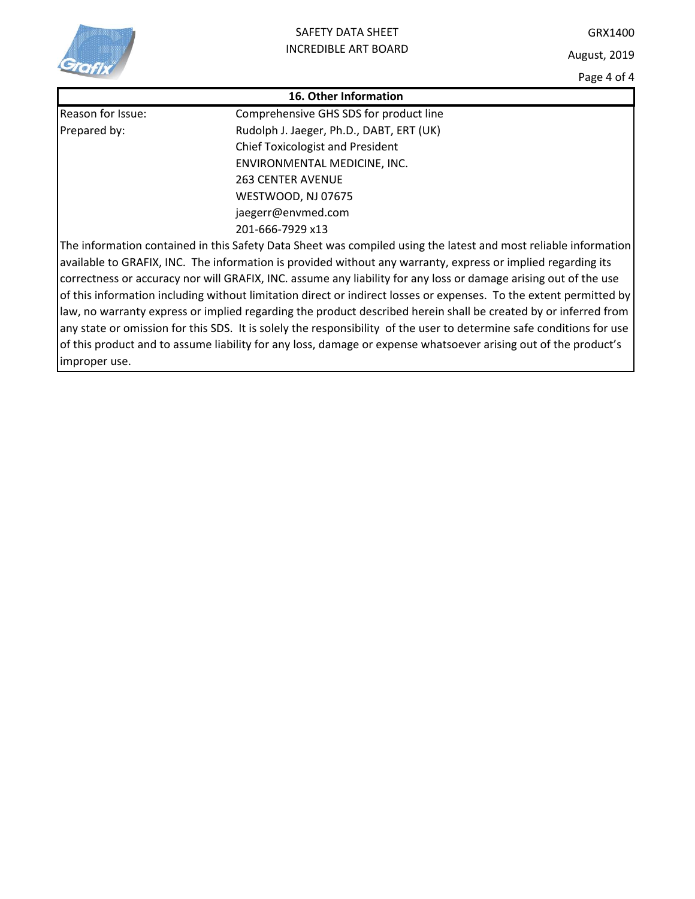## 16. Other Information

| | |
|---|---|
| Reason for Issue: | Comprehensive GHS SDS for product line |
| Prepared by: | Rudolph J. Jaeger, Ph.D., DABT, ERT (UK)<br>Chief Toxicologist and President<br>ENVIRONMENTAL MEDICINE, INC.<br>263 CENTER AVENUE<br>WESTWOOD, NJ 07675<br>jaegerr@envmed.com<br>201-666-7929 x13 |

The information contained in this Safety Data Sheet was compiled using the latest and most reliable information available to GRAFIX, INC. The information is provided without any warranty, express or implied regarding its correctness or accuracy nor will GRAFIX, INC. assume any liability for any loss or damage arising out of the use of this information including without limitation direct or indirect losses or expenses. To the extent permitted by law, no warranty express or implied regarding the product described herein shall be created by or inferred from any state or omission for this SDS. It is solely the responsibility of the user to determine safe conditions for use of this product and to assume liability for any loss, damage or expense whatsoever arising out of the product's improper use.